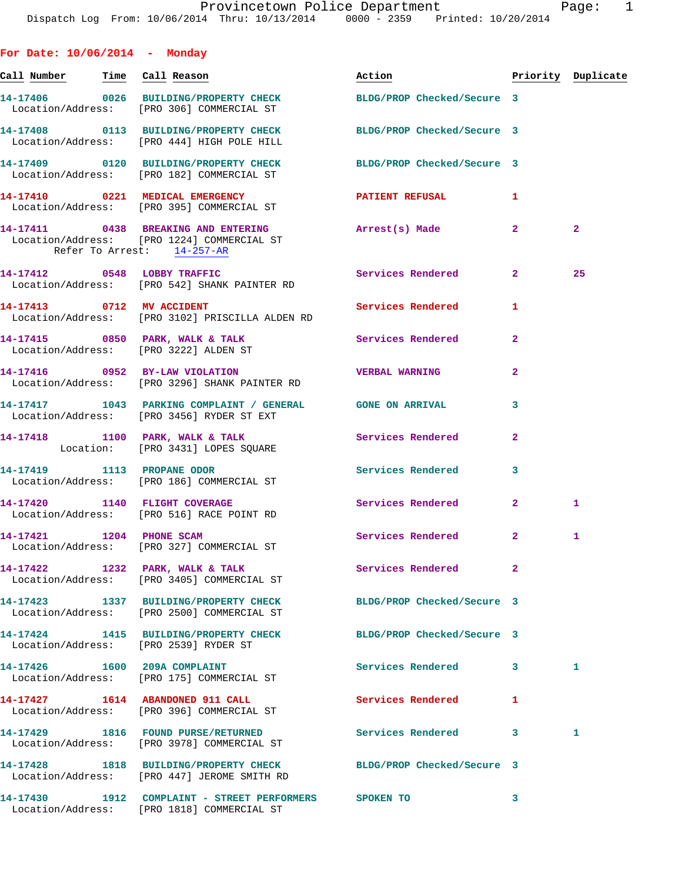Provincetown Police Department

Dispatch Log From: 10/06/2014 Thru: 10/13/2014 0000 - 2359 Printed: 10/20/2014

## For Date: 10/06/2014 - Monday

| Call Number | Time | Call Reason | Action | Priority | Duplicate |
|---|---|---|---|---|---|
| 14-17406 | 0026 | BUILDING/PROPERTY CHECK<br>Location/Address: [PRO 306] COMMERCIAL ST | BLDG/PROP Checked/Secure | 3 | |
| 14-17408 | 0113 | BUILDING/PROPERTY CHECK<br>Location/Address: [PRO 444] HIGH POLE HILL | BLDG/PROP Checked/Secure | 3 | |
| 14-17409 | 0120 | BUILDING/PROPERTY CHECK<br>Location/Address: [PRO 182] COMMERCIAL ST | BLDG/PROP Checked/Secure | 3 | |
| 14-17410 | 0221 | MEDICAL EMERGENCY<br>Location/Address: [PRO 395] COMMERCIAL ST | PATIENT REFUSAL | 1 | |
| 14-17411 | 0438 | BREAKING AND ENTERING<br>Location/Address: [PRO 1224] COMMERCIAL ST<br>Refer To Arrest: 14-257-AR | Arrest(s) Made | 2 | 2 |
| 14-17412 | 0548 | LOBBY TRAFFIC<br>Location/Address: [PRO 542] SHANK PAINTER RD | Services Rendered | 2 | 25 |
| 14-17413 | 0712 | MV ACCIDENT<br>Location/Address: [PRO 3102] PRISCILLA ALDEN RD | Services Rendered | 1 | |
| 14-17415 | 0850 | PARK, WALK & TALK<br>Location/Address: [PRO 3222] ALDEN ST | Services Rendered | 2 | |
| 14-17416 | 0952 | BY-LAW VIOLATION<br>Location/Address: [PRO 3296] SHANK PAINTER RD | VERBAL WARNING | 2 | |
| 14-17417 | 1043 | PARKING COMPLAINT / GENERAL<br>Location/Address: [PRO 3456] RYDER ST EXT | GONE ON ARRIVAL | 3 | |
| 14-17418 | 1100 | PARK, WALK & TALK<br>Location: [PRO 3431] LOPES SQUARE | Services Rendered | 2 | |
| 14-17419 | 1113 | PROPANE ODOR<br>Location/Address: [PRO 186] COMMERCIAL ST | Services Rendered | 3 | |
| 14-17420 | 1140 | FLIGHT COVERAGE<br>Location/Address: [PRO 516] RACE POINT RD | Services Rendered | 2 | 1 |
| 14-17421 | 1204 | PHONE SCAM<br>Location/Address: [PRO 327] COMMERCIAL ST | Services Rendered | 2 | 1 |
| 14-17422 | 1232 | PARK, WALK & TALK<br>Location/Address: [PRO 3405] COMMERCIAL ST | Services Rendered | 2 | |
| 14-17423 | 1337 | BUILDING/PROPERTY CHECK<br>Location/Address: [PRO 2500] COMMERCIAL ST | BLDG/PROP Checked/Secure | 3 | |
| 14-17424 | 1415 | BUILDING/PROPERTY CHECK<br>Location/Address: [PRO 2539] RYDER ST | BLDG/PROP Checked/Secure | 3 | |
| 14-17426 | 1600 | 209A COMPLAINT<br>Location/Address: [PRO 175] COMMERCIAL ST | Services Rendered | 3 | 1 |
| 14-17427 | 1614 | ABANDONED 911 CALL<br>Location/Address: [PRO 396] COMMERCIAL ST | Services Rendered | 1 | |
| 14-17429 | 1816 | FOUND PURSE/RETURNED<br>Location/Address: [PRO 3978] COMMERCIAL ST | Services Rendered | 3 | 1 |
| 14-17428 | 1818 | BUILDING/PROPERTY CHECK<br>Location/Address: [PRO 447] JEROME SMITH RD | BLDG/PROP Checked/Secure | 3 | |
| 14-17430 | 1912 | COMPLAINT - STREET PERFORMERS<br>Location/Address: [PRO 1818] COMMERCIAL ST | SPOKEN TO | 3 | |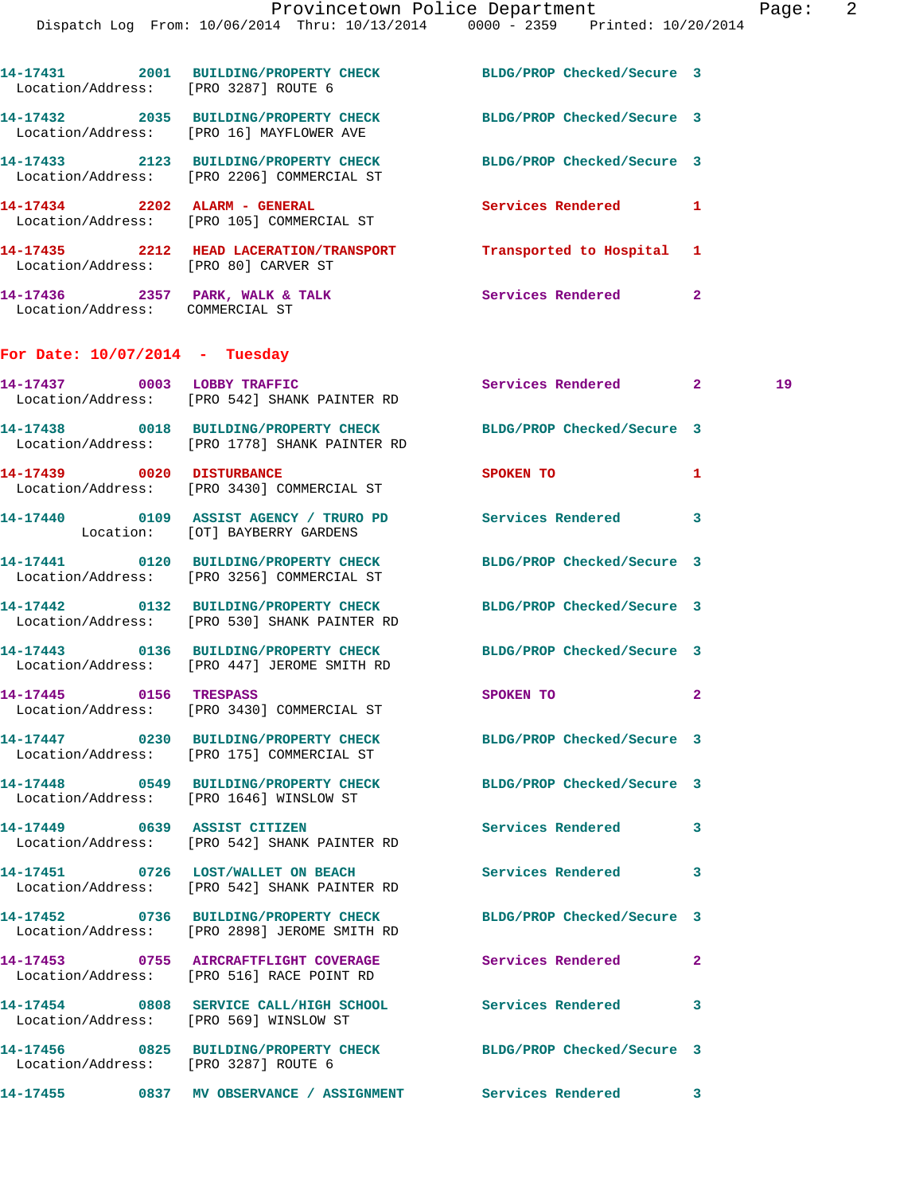14-17431 2001 BUILDING/PROPERTY CHECK BLDG/PROP Checked/Secure 3
Location/Address: [PRO 3287] ROUTE 6

14-17432 2035 BUILDING/PROPERTY CHECK BLDG/PROP Checked/Secure 3
Location/Address: [PRO 16] MAYFLOWER AVE

14-17433 2123 BUILDING/PROPERTY CHECK BLDG/PROP Checked/Secure 3
Location/Address: [PRO 2206] COMMERCIAL ST

14-17434 2202 ALARM - GENERAL Services Rendered 1
Location/Address: [PRO 105] COMMERCIAL ST

14-17435 2212 HEAD LACERATION/TRANSPORT Transported to Hospital 1
Location/Address: [PRO 80] CARVER ST

14-17436 2357 PARK, WALK & TALK Services Rendered 2
Location/Address: COMMERCIAL ST

## For Date: 10/07/2014 - Tuesday

14-17437 0003 LOBBY TRAFFIC Services Rendered 2 19
Location/Address: [PRO 542] SHANK PAINTER RD

14-17438 0018 BUILDING/PROPERTY CHECK BLDG/PROP Checked/Secure 3
Location/Address: [PRO 1778] SHANK PAINTER RD

14-17439 0020 DISTURBANCE SPOKEN TO 1
Location/Address: [PRO 3430] COMMERCIAL ST

14-17440 0109 ASSIST AGENCY / TRURO PD Services Rendered 3
Location: [OT] BAYBERRY GARDENS

14-17441 0120 BUILDING/PROPERTY CHECK BLDG/PROP Checked/Secure 3
Location/Address: [PRO 3256] COMMERCIAL ST

14-17442 0132 BUILDING/PROPERTY CHECK BLDG/PROP Checked/Secure 3
Location/Address: [PRO 530] SHANK PAINTER RD

14-17443 0136 BUILDING/PROPERTY CHECK BLDG/PROP Checked/Secure 3
Location/Address: [PRO 447] JEROME SMITH RD

14-17445 0156 TRESPASS SPOKEN TO 2
Location/Address: [PRO 3430] COMMERCIAL ST

14-17447 0230 BUILDING/PROPERTY CHECK BLDG/PROP Checked/Secure 3
Location/Address: [PRO 175] COMMERCIAL ST

14-17448 0549 BUILDING/PROPERTY CHECK BLDG/PROP Checked/Secure 3
Location/Address: [PRO 1646] WINSLOW ST

14-17449 0639 ASSIST CITIZEN Services Rendered 3
Location/Address: [PRO 542] SHANK PAINTER RD

14-17451 0726 LOST/WALLET ON BEACH Services Rendered 3
Location/Address: [PRO 542] SHANK PAINTER RD

14-17452 0736 BUILDING/PROPERTY CHECK BLDG/PROP Checked/Secure 3
Location/Address: [PRO 2898] JEROME SMITH RD

14-17453 0755 AIRCRAFTFLIGHT COVERAGE Services Rendered 2
Location/Address: [PRO 516] RACE POINT RD

14-17454 0808 SERVICE CALL/HIGH SCHOOL Services Rendered 3
Location/Address: [PRO 569] WINSLOW ST

14-17456 0825 BUILDING/PROPERTY CHECK BLDG/PROP Checked/Secure 3
Location/Address: [PRO 3287] ROUTE 6

14-17455 0837 MV OBSERVANCE / ASSIGNMENT Services Rendered 3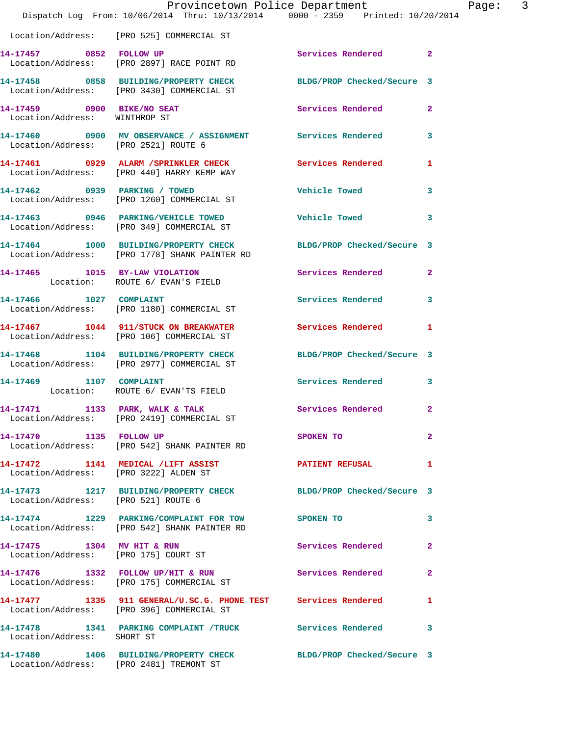Location/Address: [PRO 525] COMMERCIAL ST

14-17457 0852 FOLLOW UP Services Rendered 2
Location/Address: [PRO 2897] RACE POINT RD

14-17458 0858 BUILDING/PROPERTY CHECK BLDG/PROP Checked/Secure 3
Location/Address: [PRO 3430] COMMERCIAL ST

14-17459 0900 BIKE/NO SEAT Services Rendered 2
Location/Address: WINTHROP ST

14-17460 0900 MV OBSERVANCE / ASSIGNMENT Services Rendered 3
Location/Address: [PRO 2521] ROUTE 6

14-17461 0929 ALARM /SPRINKLER CHECK Services Rendered 1
Location/Address: [PRO 440] HARRY KEMP WAY

14-17462 0939 PARKING / TOWED Vehicle Towed 3
Location/Address: [PRO 1260] COMMERCIAL ST

14-17463 0946 PARKING/VEHICLE TOWED Vehicle Towed 3
Location/Address: [PRO 349] COMMERCIAL ST

14-17464 1000 BUILDING/PROPERTY CHECK BLDG/PROP Checked/Secure 3
Location/Address: [PRO 1778] SHANK PAINTER RD

14-17465 1015 BY-LAW VIOLATION Services Rendered 2
Location: ROUTE 6/ EVAN'S FIELD

14-17466 1027 COMPLAINT Services Rendered 3
Location/Address: [PRO 1180] COMMERCIAL ST

14-17467 1044 911/STUCK ON BREAKWATER Services Rendered 1
Location/Address: [PRO 106] COMMERCIAL ST

14-17468 1104 BUILDING/PROPERTY CHECK BLDG/PROP Checked/Secure 3
Location/Address: [PRO 2977] COMMERCIAL ST

14-17469 1107 COMPLAINT Services Rendered 3
Location: ROUTE 6/ EVAN'TS FIELD

14-17471 1133 PARK, WALK & TALK Services Rendered 2
Location/Address: [PRO 2419] COMMERCIAL ST

14-17470 1135 FOLLOW UP SPOKEN TO 2
Location/Address: [PRO 542] SHANK PAINTER RD

14-17472 1141 MEDICAL /LIFT ASSIST PATIENT REFUSAL 1
Location/Address: [PRO 3222] ALDEN ST

14-17473 1217 BUILDING/PROPERTY CHECK BLDG/PROP Checked/Secure 3
Location/Address: [PRO 521] ROUTE 6

14-17474 1229 PARKING/COMPLAINT FOR TOW SPOKEN TO 3
Location/Address: [PRO 542] SHANK PAINTER RD

14-17475 1304 MV HIT & RUN Services Rendered 2
Location/Address: [PRO 175] COURT ST

14-17476 1332 FOLLOW UP/HIT & RUN Services Rendered 2
Location/Address: [PRO 175] COMMERCIAL ST

14-17477 1335 911 GENERAL/U.SC.G. PHONE TEST Services Rendered 1
Location/Address: [PRO 396] COMMERCIAL ST

14-17478 1341 PARKING COMPLAINT /TRUCK Services Rendered 3
Location/Address: SHORT ST

14-17480 1406 BUILDING/PROPERTY CHECK BLDG/PROP Checked/Secure 3
Location/Address: [PRO 2481] TREMONT ST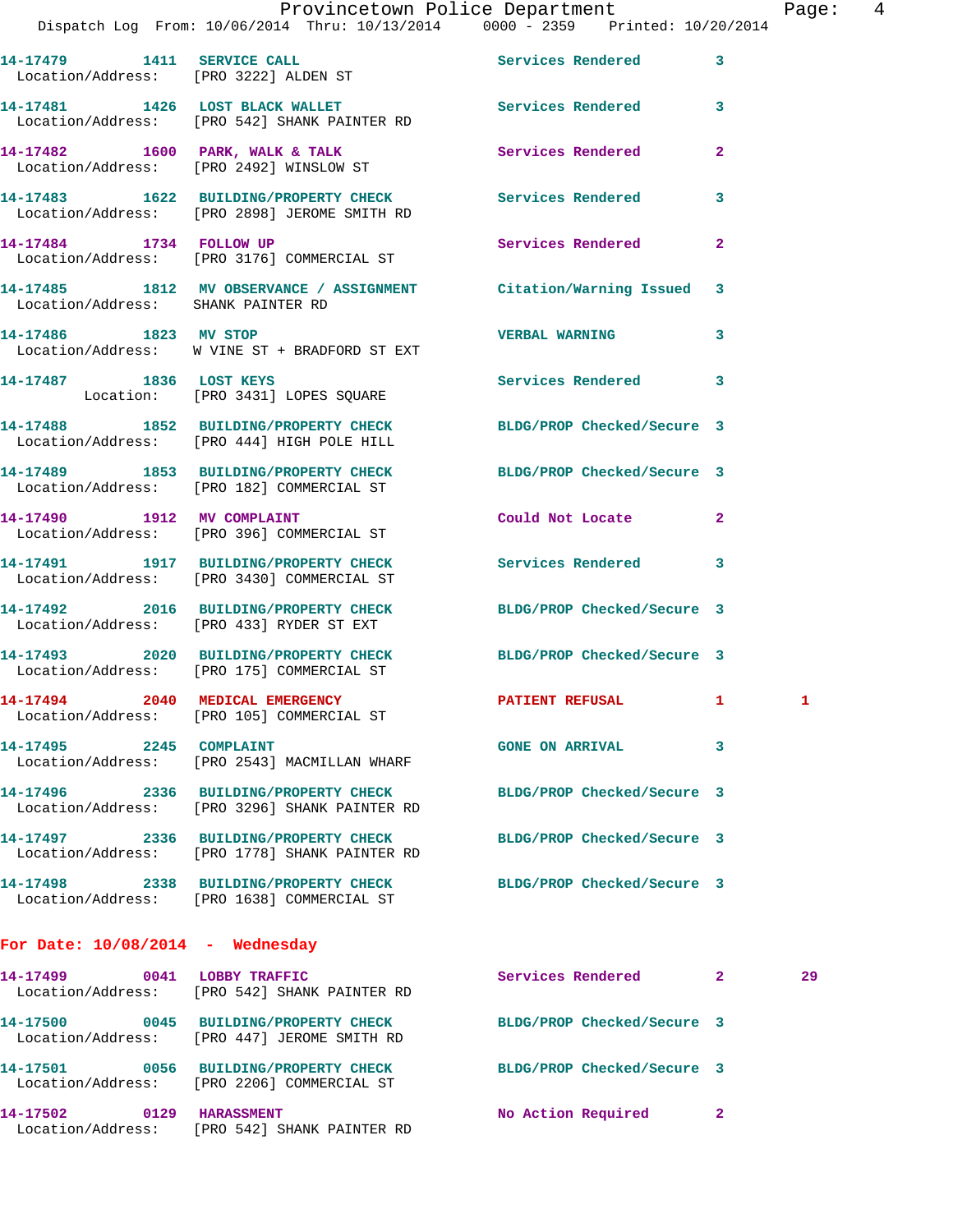14-17479 1411 SERVICE CALL Services Rendered 3
Location/Address: [PRO 3222] ALDEN ST

14-17481 1426 LOST BLACK WALLET Services Rendered 3
Location/Address: [PRO 542] SHANK PAINTER RD

14-17482 1600 PARK, WALK & TALK Services Rendered 2
Location/Address: [PRO 2492] WINSLOW ST

14-17483 1622 BUILDING/PROPERTY CHECK Services Rendered 3
Location/Address: [PRO 2898] JEROME SMITH RD

14-17484 1734 FOLLOW UP Services Rendered 2
Location/Address: [PRO 3176] COMMERCIAL ST

14-17485 1812 MV OBSERVANCE / ASSIGNMENT Citation/Warning Issued 3
Location/Address: SHANK PAINTER RD

14-17486 1823 MV STOP VERBAL WARNING 3
Location/Address: W VINE ST + BRADFORD ST EXT

14-17487 1836 LOST KEYS Services Rendered 3
Location: [PRO 3431] LOPES SQUARE

14-17488 1852 BUILDING/PROPERTY CHECK BLDG/PROP Checked/Secure 3
Location/Address: [PRO 444] HIGH POLE HILL

14-17489 1853 BUILDING/PROPERTY CHECK BLDG/PROP Checked/Secure 3
Location/Address: [PRO 182] COMMERCIAL ST

14-17490 1912 MV COMPLAINT Could Not Locate 2
Location/Address: [PRO 396] COMMERCIAL ST

14-17491 1917 BUILDING/PROPERTY CHECK Services Rendered 3
Location/Address: [PRO 3430] COMMERCIAL ST

14-17492 2016 BUILDING/PROPERTY CHECK BLDG/PROP Checked/Secure 3
Location/Address: [PRO 433] RYDER ST EXT

14-17493 2020 BUILDING/PROPERTY CHECK BLDG/PROP Checked/Secure 3
Location/Address: [PRO 175] COMMERCIAL ST

14-17494 2040 MEDICAL EMERGENCY PATIENT REFUSAL 1 1
Location/Address: [PRO 105] COMMERCIAL ST

14-17495 2245 COMPLAINT GONE ON ARRIVAL 3
Location/Address: [PRO 2543] MACMILLAN WHARF

14-17496 2336 BUILDING/PROPERTY CHECK BLDG/PROP Checked/Secure 3
Location/Address: [PRO 3296] SHANK PAINTER RD

14-17497 2336 BUILDING/PROPERTY CHECK BLDG/PROP Checked/Secure 3
Location/Address: [PRO 1778] SHANK PAINTER RD

14-17498 2338 BUILDING/PROPERTY CHECK BLDG/PROP Checked/Secure 3
Location/Address: [PRO 1638] COMMERCIAL ST

**For Date: 10/08/2014 - Wednesday**

14-17499 0041 LOBBY TRAFFIC Services Rendered 2 29
Location/Address: [PRO 542] SHANK PAINTER RD

14-17500 0045 BUILDING/PROPERTY CHECK BLDG/PROP Checked/Secure 3
Location/Address: [PRO 447] JEROME SMITH RD

14-17501 0056 BUILDING/PROPERTY CHECK BLDG/PROP Checked/Secure 3
Location/Address: [PRO 2206] COMMERCIAL ST

14-17502 0129 HARASSMENT No Action Required 2
Location/Address: [PRO 542] SHANK PAINTER RD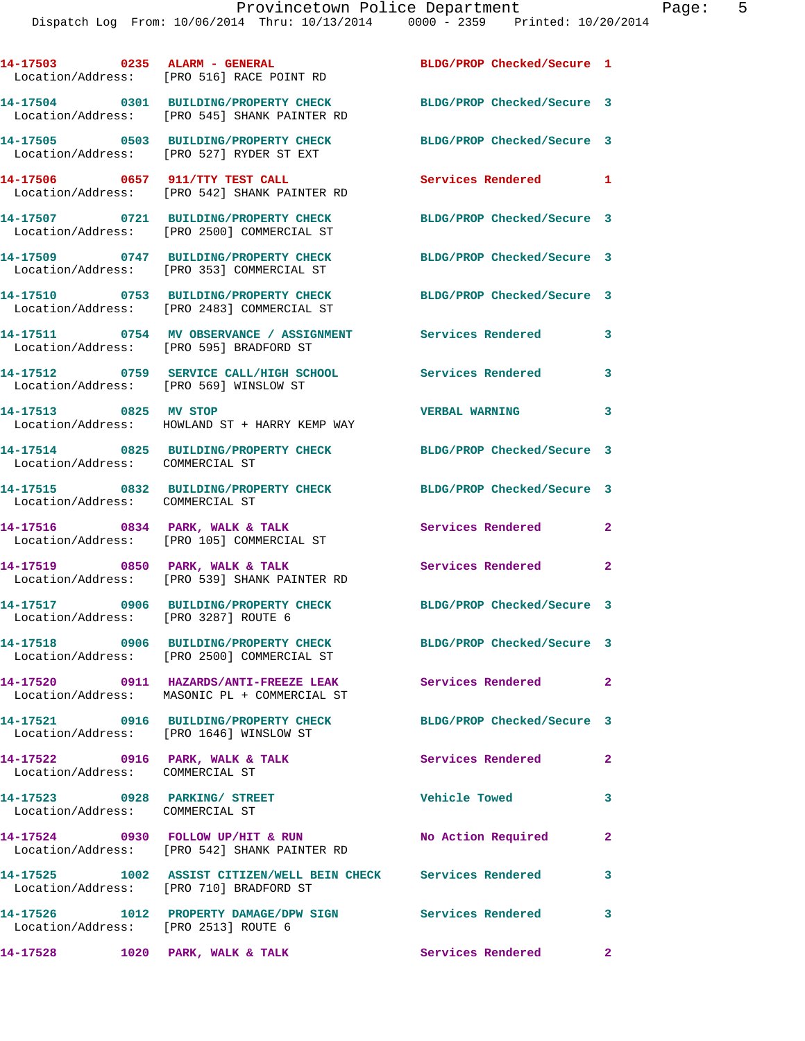14-17503 0235 ALARM - GENERAL BLDG/PROP Checked/Secure 1
Location/Address: [PRO 516] RACE POINT RD

14-17504 0301 BUILDING/PROPERTY CHECK BLDG/PROP Checked/Secure 3
Location/Address: [PRO 545] SHANK PAINTER RD

14-17505 0503 BUILDING/PROPERTY CHECK BLDG/PROP Checked/Secure 3
Location/Address: [PRO 527] RYDER ST EXT

14-17506 0657 911/TTY TEST CALL Services Rendered 1
Location/Address: [PRO 542] SHANK PAINTER RD

14-17507 0721 BUILDING/PROPERTY CHECK BLDG/PROP Checked/Secure 3
Location/Address: [PRO 2500] COMMERCIAL ST

14-17509 0747 BUILDING/PROPERTY CHECK BLDG/PROP Checked/Secure 3
Location/Address: [PRO 353] COMMERCIAL ST

14-17510 0753 BUILDING/PROPERTY CHECK BLDG/PROP Checked/Secure 3
Location/Address: [PRO 2483] COMMERCIAL ST

14-17511 0754 MV OBSERVANCE / ASSIGNMENT Services Rendered 3
Location/Address: [PRO 595] BRADFORD ST

14-17512 0759 SERVICE CALL/HIGH SCHOOL Services Rendered 3
Location/Address: [PRO 569] WINSLOW ST

14-17513 0825 MV STOP VERBAL WARNING 3
Location/Address: HOWLAND ST + HARRY KEMP WAY

14-17514 0825 BUILDING/PROPERTY CHECK BLDG/PROP Checked/Secure 3
Location/Address: COMMERCIAL ST

14-17515 0832 BUILDING/PROPERTY CHECK BLDG/PROP Checked/Secure 3
Location/Address: COMMERCIAL ST

14-17516 0834 PARK, WALK & TALK Services Rendered 2
Location/Address: [PRO 105] COMMERCIAL ST

14-17519 0850 PARK, WALK & TALK Services Rendered 2
Location/Address: [PRO 539] SHANK PAINTER RD

14-17517 0906 BUILDING/PROPERTY CHECK BLDG/PROP Checked/Secure 3
Location/Address: [PRO 3287] ROUTE 6

14-17518 0906 BUILDING/PROPERTY CHECK BLDG/PROP Checked/Secure 3
Location/Address: [PRO 2500] COMMERCIAL ST

14-17520 0911 HAZARDS/ANTI-FREEZE LEAK Services Rendered 2
Location/Address: MASONIC PL + COMMERCIAL ST

14-17521 0916 BUILDING/PROPERTY CHECK BLDG/PROP Checked/Secure 3
Location/Address: [PRO 1646] WINSLOW ST

14-17522 0916 PARK, WALK & TALK Services Rendered 2
Location/Address: COMMERCIAL ST

14-17523 0928 PARKING/ STREET Vehicle Towed 3
Location/Address: COMMERCIAL ST

14-17524 0930 FOLLOW UP/HIT & RUN No Action Required 2
Location/Address: [PRO 542] SHANK PAINTER RD

14-17525 1002 ASSIST CITIZEN/WELL BEIN CHECK Services Rendered 3
Location/Address: [PRO 710] BRADFORD ST

14-17526 1012 PROPERTY DAMAGE/DPW SIGN Services Rendered 3
Location/Address: [PRO 2513] ROUTE 6

14-17528 1020 PARK, WALK & TALK Services Rendered 2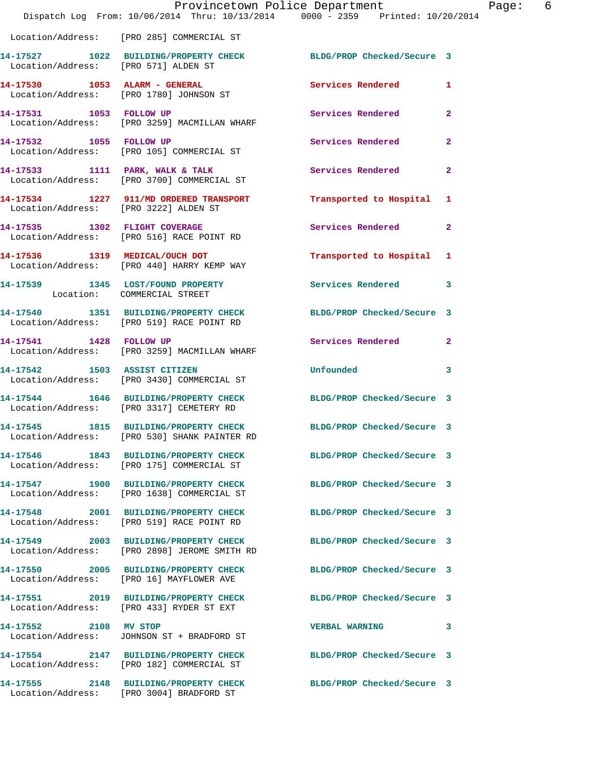Location/Address: [PRO 285] COMMERCIAL ST

**14-17527** 1022 **BUILDING/PROPERTY CHECK** BLDG/PROP Checked/Secure 3
Location/Address: [PRO 571] ALDEN ST

**14-17530** 1053 **ALARM - GENERAL** Services Rendered 1
Location/Address: [PRO 1780] JOHNSON ST

**14-17531** 1053 **FOLLOW UP** Services Rendered 2
Location/Address: [PRO 3259] MACMILLAN WHARF

**14-17532** 1055 **FOLLOW UP** Services Rendered 2
Location/Address: [PRO 105] COMMERCIAL ST

**14-17533** 1111 **PARK, WALK & TALK** Services Rendered 2
Location/Address: [PRO 3700] COMMERCIAL ST

**14-17534** 1227 **911/MD ORDERED TRANSPORT** Transported to Hospital 1
Location/Address: [PRO 3222] ALDEN ST

**14-17535** 1302 **FLIGHT COVERAGE** Services Rendered 2
Location/Address: [PRO 516] RACE POINT RD

**14-17536** 1319 **MEDICAL/OUCH DOT** Transported to Hospital 1
Location/Address: [PRO 440] HARRY KEMP WAY

**14-17539** 1345 **LOST/FOUND PROPERTY** Services Rendered 3
Location: COMMERCIAL STREET

**14-17540** 1351 **BUILDING/PROPERTY CHECK** BLDG/PROP Checked/Secure 3
Location/Address: [PRO 519] RACE POINT RD

**14-17541** 1428 **FOLLOW UP** Services Rendered 2
Location/Address: [PRO 3259] MACMILLAN WHARF

**14-17542** 1503 **ASSIST CITIZEN** Unfounded 3
Location/Address: [PRO 3430] COMMERCIAL ST

**14-17544** 1646 **BUILDING/PROPERTY CHECK** BLDG/PROP Checked/Secure 3
Location/Address: [PRO 3317] CEMETERY RD

**14-17545** 1815 **BUILDING/PROPERTY CHECK** BLDG/PROP Checked/Secure 3
Location/Address: [PRO 530] SHANK PAINTER RD

**14-17546** 1843 **BUILDING/PROPERTY CHECK** BLDG/PROP Checked/Secure 3
Location/Address: [PRO 175] COMMERCIAL ST

**14-17547** 1900 **BUILDING/PROPERTY CHECK** BLDG/PROP Checked/Secure 3
Location/Address: [PRO 1638] COMMERCIAL ST

**14-17548** 2001 **BUILDING/PROPERTY CHECK** BLDG/PROP Checked/Secure 3
Location/Address: [PRO 519] RACE POINT RD

**14-17549** 2003 **BUILDING/PROPERTY CHECK** BLDG/PROP Checked/Secure 3
Location/Address: [PRO 2898] JEROME SMITH RD

**14-17550** 2005 **BUILDING/PROPERTY CHECK** BLDG/PROP Checked/Secure 3
Location/Address: [PRO 16] MAYFLOWER AVE

**14-17551** 2019 **BUILDING/PROPERTY CHECK** BLDG/PROP Checked/Secure 3
Location/Address: [PRO 433] RYDER ST EXT

**14-17552** 2108 **MV STOP** VERBAL WARNING 3
Location/Address: JOHNSON ST + BRADFORD ST

**14-17554** 2147 **BUILDING/PROPERTY CHECK** BLDG/PROP Checked/Secure 3
Location/Address: [PRO 182] COMMERCIAL ST

**14-17555** 2148 **BUILDING/PROPERTY CHECK** BLDG/PROP Checked/Secure 3
Location/Address: [PRO 3004] BRADFORD ST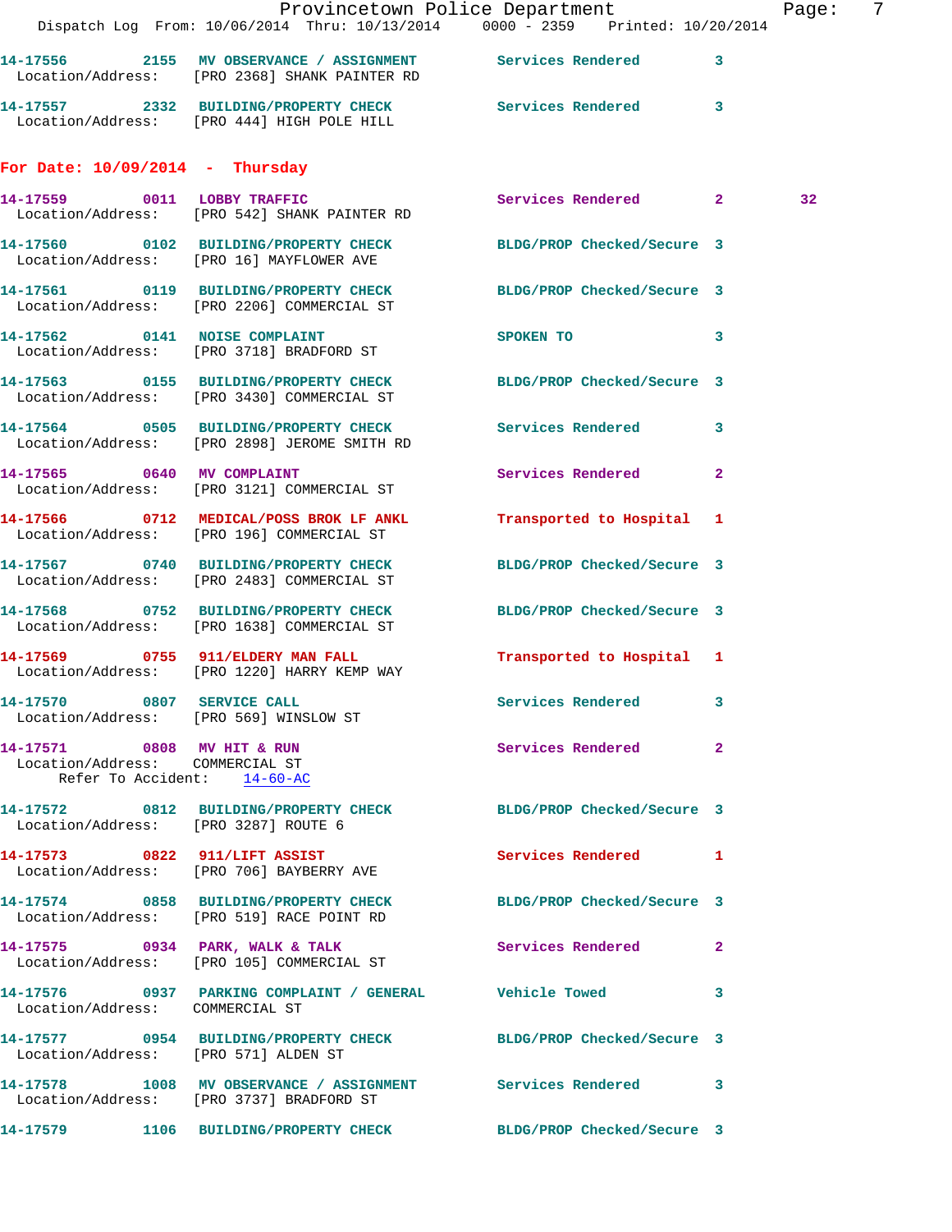14-17556 2155 MV OBSERVANCE / ASSIGNMENT Services Rendered 3
Location/Address: [PRO 2368] SHANK PAINTER RD

14-17557 2332 BUILDING/PROPERTY CHECK Services Rendered 3
Location/Address: [PRO 444] HIGH POLE HILL

**For Date: 10/09/2014 - Thursday**

14-17559 0011 LOBBY TRAFFIC Services Rendered 2 32
Location/Address: [PRO 542] SHANK PAINTER RD

14-17560 0102 BUILDING/PROPERTY CHECK BLDG/PROP Checked/Secure 3
Location/Address: [PRO 16] MAYFLOWER AVE

14-17561 0119 BUILDING/PROPERTY CHECK BLDG/PROP Checked/Secure 3
Location/Address: [PRO 2206] COMMERCIAL ST

14-17562 0141 NOISE COMPLAINT SPOKEN TO 3
Location/Address: [PRO 3718] BRADFORD ST

14-17563 0155 BUILDING/PROPERTY CHECK BLDG/PROP Checked/Secure 3
Location/Address: [PRO 3430] COMMERCIAL ST

14-17564 0505 BUILDING/PROPERTY CHECK Services Rendered 3
Location/Address: [PRO 2898] JEROME SMITH RD

14-17565 0640 MV COMPLAINT Services Rendered 2
Location/Address: [PRO 3121] COMMERCIAL ST

14-17566 0712 MEDICAL/POSS BROK LF ANKL Transported to Hospital 1
Location/Address: [PRO 196] COMMERCIAL ST

14-17567 0740 BUILDING/PROPERTY CHECK BLDG/PROP Checked/Secure 3
Location/Address: [PRO 2483] COMMERCIAL ST

14-17568 0752 BUILDING/PROPERTY CHECK BLDG/PROP Checked/Secure 3
Location/Address: [PRO 1638] COMMERCIAL ST

14-17569 0755 911/ELDERY MAN FALL Transported to Hospital 1
Location/Address: [PRO 1220] HARRY KEMP WAY

14-17570 0807 SERVICE CALL Services Rendered 3
Location/Address: [PRO 569] WINSLOW ST

14-17571 0808 MV HIT & RUN Services Rendered 2
Location/Address: COMMERCIAL ST
Refer To Accident: 14-60-AC

14-17572 0812 BUILDING/PROPERTY CHECK BLDG/PROP Checked/Secure 3
Location/Address: [PRO 3287] ROUTE 6

14-17573 0822 911/LIFT ASSIST Services Rendered 1
Location/Address: [PRO 706] BAYBERRY AVE

14-17574 0858 BUILDING/PROPERTY CHECK BLDG/PROP Checked/Secure 3
Location/Address: [PRO 519] RACE POINT RD

14-17575 0934 PARK, WALK & TALK Services Rendered 2
Location/Address: [PRO 105] COMMERCIAL ST

14-17576 0937 PARKING COMPLAINT / GENERAL Vehicle Towed 3
Location/Address: COMMERCIAL ST

14-17577 0954 BUILDING/PROPERTY CHECK BLDG/PROP Checked/Secure 3
Location/Address: [PRO 571] ALDEN ST

14-17578 1008 MV OBSERVANCE / ASSIGNMENT Services Rendered 3
Location/Address: [PRO 3737] BRADFORD ST

14-17579 1106 BUILDING/PROPERTY CHECK BLDG/PROP Checked/Secure 3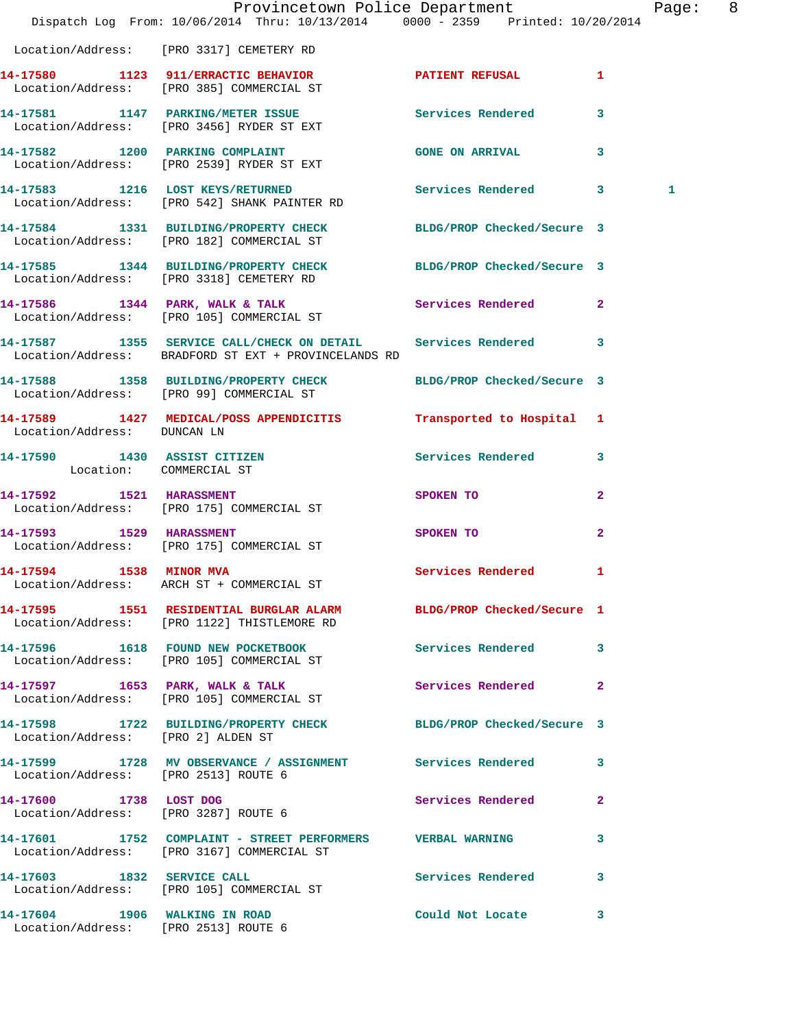Location/Address: [PRO 3317] CEMETERY RD

| Call # | Time | Call Reason | Action | Priority | |
|---|---|---|---|---|---|
| 14-17580 | 1123 | 911/ERRACTIC BEHAVIOR | PATIENT REFUSAL | 1 | |
| | | Location/Address: [PRO 385] COMMERCIAL ST | | | |
| 14-17581 | 1147 | PARKING/METER ISSUE | Services Rendered | 3 | |
| | | Location/Address: [PRO 3456] RYDER ST EXT | | | |
| 14-17582 | 1200 | PARKING COMPLAINT | GONE ON ARRIVAL | 3 | |
| | | Location/Address: [PRO 2539] RYDER ST EXT | | | |
| 14-17583 | 1216 | LOST KEYS/RETURNED | Services Rendered | 3 | 1 |
| | | Location/Address: [PRO 542] SHANK PAINTER RD | | | |
| 14-17584 | 1331 | BUILDING/PROPERTY CHECK | BLDG/PROP Checked/Secure | 3 | |
| | | Location/Address: [PRO 182] COMMERCIAL ST | | | |
| 14-17585 | 1344 | BUILDING/PROPERTY CHECK | BLDG/PROP Checked/Secure | 3 | |
| | | Location/Address: [PRO 3318] CEMETERY RD | | | |
| 14-17586 | 1344 | PARK, WALK & TALK | Services Rendered | 2 | |
| | | Location/Address: [PRO 105] COMMERCIAL ST | | | |
| 14-17587 | 1355 | SERVICE CALL/CHECK ON DETAIL | Services Rendered | 3 | |
| | | Location/Address: BRADFORD ST EXT + PROVINCELANDS RD | | | |
| 14-17588 | 1358 | BUILDING/PROPERTY CHECK | BLDG/PROP Checked/Secure | 3 | |
| | | Location/Address: [PRO 99] COMMERCIAL ST | | | |
| 14-17589 | 1427 | MEDICAL/POSS APPENDICITIS | Transported to Hospital | 1 | |
| | | Location/Address: DUNCAN LN | | | |
| 14-17590 | 1430 | ASSIST CITIZEN | Services Rendered | 3 | |
| | | Location: COMMERCIAL ST | | | |
| 14-17592 | 1521 | HARASSMENT | SPOKEN TO | 2 | |
| | | Location/Address: [PRO 175] COMMERCIAL ST | | | |
| 14-17593 | 1529 | HARASSMENT | SPOKEN TO | 2 | |
| | | Location/Address: [PRO 175] COMMERCIAL ST | | | |
| 14-17594 | 1538 | MINOR MVA | Services Rendered | 1 | |
| | | Location/Address: ARCH ST + COMMERCIAL ST | | | |
| 14-17595 | 1551 | RESIDENTIAL BURGLAR ALARM | BLDG/PROP Checked/Secure | 1 | |
| | | Location/Address: [PRO 1122] THISTLEMORE RD | | | |
| 14-17596 | 1618 | FOUND NEW POCKETBOOK | Services Rendered | 3 | |
| | | Location/Address: [PRO 105] COMMERCIAL ST | | | |
| 14-17597 | 1653 | PARK, WALK & TALK | Services Rendered | 2 | |
| | | Location/Address: [PRO 105] COMMERCIAL ST | | | |
| 14-17598 | 1722 | BUILDING/PROPERTY CHECK | BLDG/PROP Checked/Secure | 3 | |
| | | Location/Address: [PRO 2] ALDEN ST | | | |
| 14-17599 | 1728 | MV OBSERVANCE / ASSIGNMENT | Services Rendered | 3 | |
| | | Location/Address: [PRO 2513] ROUTE 6 | | | |
| 14-17600 | 1738 | LOST DOG | Services Rendered | 2 | |
| | | Location/Address: [PRO 3287] ROUTE 6 | | | |
| 14-17601 | 1752 | COMPLAINT - STREET PERFORMERS | VERBAL WARNING | 3 | |
| | | Location/Address: [PRO 3167] COMMERCIAL ST | | | |
| 14-17603 | 1832 | SERVICE CALL | Services Rendered | 3 | |
| | | Location/Address: [PRO 105] COMMERCIAL ST | | | |
| 14-17604 | 1906 | WALKING IN ROAD | Could Not Locate | 3 | |
| | | Location/Address: [PRO 2513] ROUTE 6 | | | |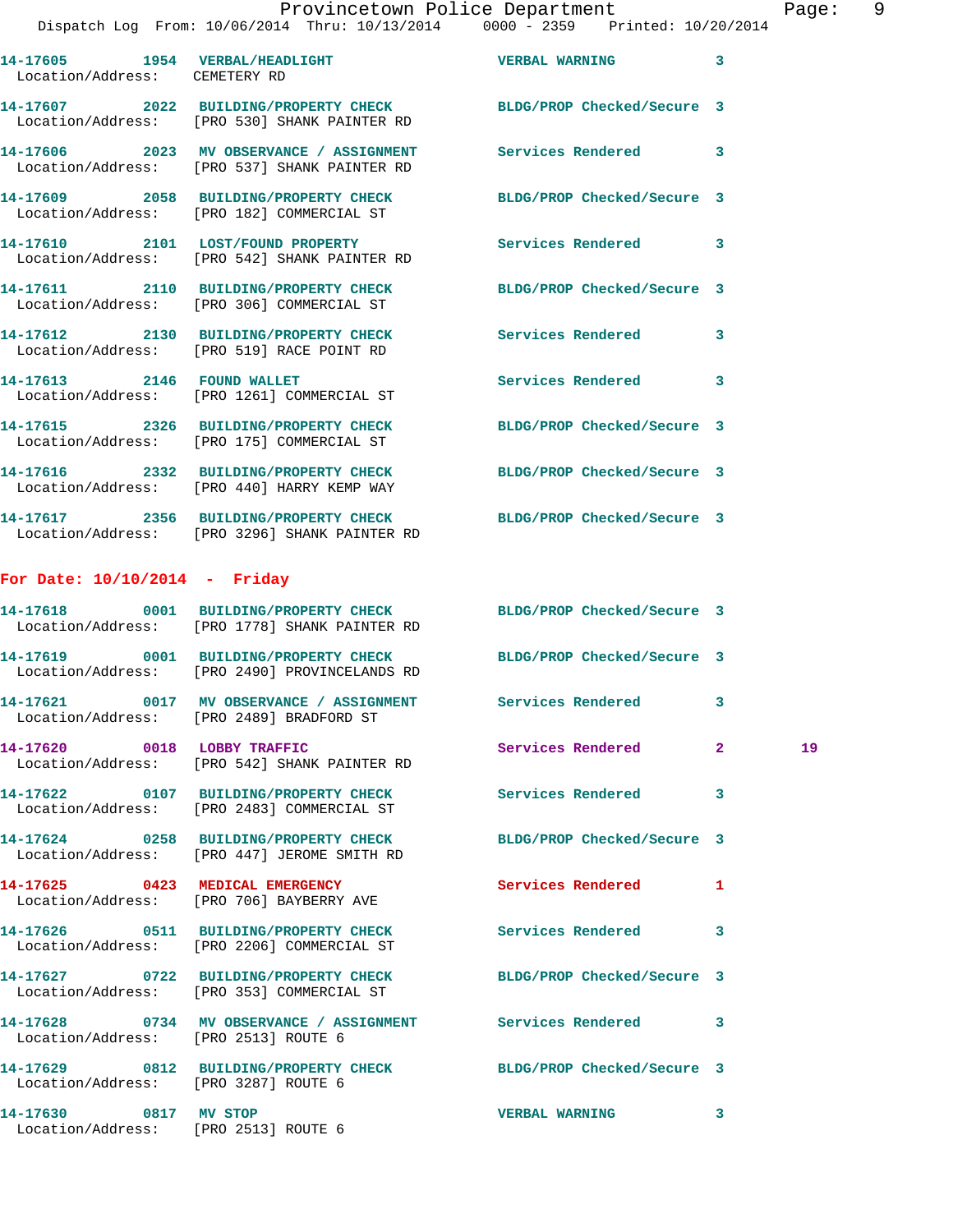14-17605 1954 VERBAL/HEADLIGHT VERBAL WARNING 3
Location/Address: CEMETERY RD

14-17607 2022 BUILDING/PROPERTY CHECK BLDG/PROP Checked/Secure 3
Location/Address: [PRO 530] SHANK PAINTER RD

14-17606 2023 MV OBSERVANCE / ASSIGNMENT Services Rendered 3
Location/Address: [PRO 537] SHANK PAINTER RD

14-17609 2058 BUILDING/PROPERTY CHECK BLDG/PROP Checked/Secure 3
Location/Address: [PRO 182] COMMERCIAL ST

14-17610 2101 LOST/FOUND PROPERTY Services Rendered 3
Location/Address: [PRO 542] SHANK PAINTER RD

14-17611 2110 BUILDING/PROPERTY CHECK BLDG/PROP Checked/Secure 3
Location/Address: [PRO 306] COMMERCIAL ST

14-17612 2130 BUILDING/PROPERTY CHECK Services Rendered 3
Location/Address: [PRO 519] RACE POINT RD

14-17613 2146 FOUND WALLET Services Rendered 3
Location/Address: [PRO 1261] COMMERCIAL ST

14-17615 2326 BUILDING/PROPERTY CHECK BLDG/PROP Checked/Secure 3
Location/Address: [PRO 175] COMMERCIAL ST

14-17616 2332 BUILDING/PROPERTY CHECK BLDG/PROP Checked/Secure 3
Location/Address: [PRO 440] HARRY KEMP WAY

14-17617 2356 BUILDING/PROPERTY CHECK BLDG/PROP Checked/Secure 3
Location/Address: [PRO 3296] SHANK PAINTER RD

## For Date: 10/10/2014 - Friday

14-17618 0001 BUILDING/PROPERTY CHECK BLDG/PROP Checked/Secure 3
Location/Address: [PRO 1778] SHANK PAINTER RD

14-17619 0001 BUILDING/PROPERTY CHECK BLDG/PROP Checked/Secure 3
Location/Address: [PRO 2490] PROVINCELANDS RD

14-17621 0017 MV OBSERVANCE / ASSIGNMENT Services Rendered 3
Location/Address: [PRO 2489] BRADFORD ST

14-17620 0018 LOBBY TRAFFIC Services Rendered 2 19
Location/Address: [PRO 542] SHANK PAINTER RD

14-17622 0107 BUILDING/PROPERTY CHECK Services Rendered 3
Location/Address: [PRO 2483] COMMERCIAL ST

14-17624 0258 BUILDING/PROPERTY CHECK BLDG/PROP Checked/Secure 3
Location/Address: [PRO 447] JEROME SMITH RD

14-17625 0423 MEDICAL EMERGENCY Services Rendered 1
Location/Address: [PRO 706] BAYBERRY AVE

14-17626 0511 BUILDING/PROPERTY CHECK Services Rendered 3
Location/Address: [PRO 2206] COMMERCIAL ST

14-17627 0722 BUILDING/PROPERTY CHECK BLDG/PROP Checked/Secure 3
Location/Address: [PRO 353] COMMERCIAL ST

14-17628 0734 MV OBSERVANCE / ASSIGNMENT Services Rendered 3
Location/Address: [PRO 2513] ROUTE 6

14-17629 0812 BUILDING/PROPERTY CHECK BLDG/PROP Checked/Secure 3
Location/Address: [PRO 3287] ROUTE 6

14-17630 0817 MV STOP VERBAL WARNING 3
Location/Address: [PRO 2513] ROUTE 6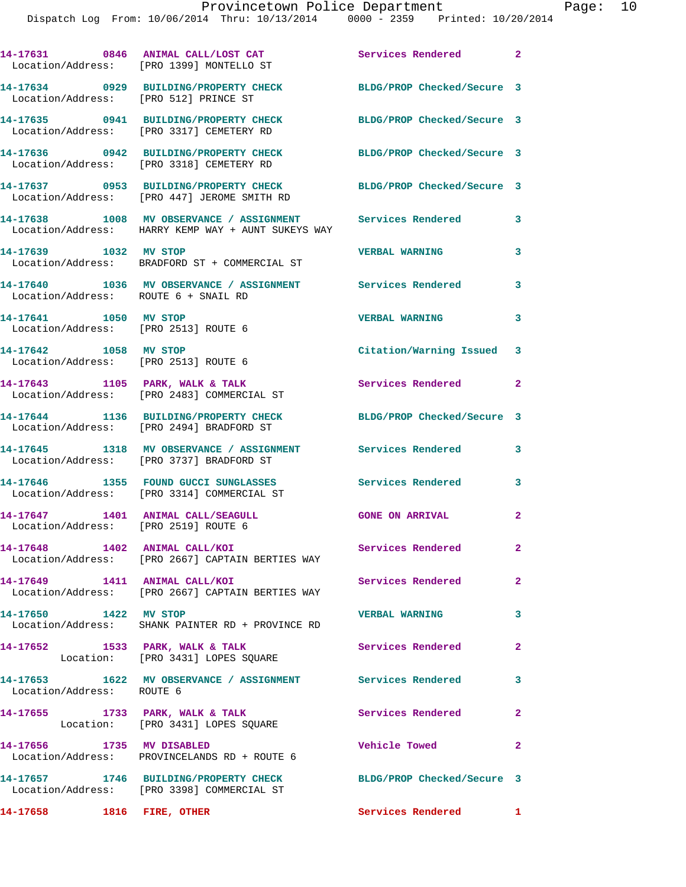14-17631 0846 ANIMAL CALL/LOST CAT Services Rendered 2
Location/Address: [PRO 1399] MONTELLO ST

14-17634 0929 BUILDING/PROPERTY CHECK BLDG/PROP Checked/Secure 3
Location/Address: [PRO 512] PRINCE ST

14-17635 0941 BUILDING/PROPERTY CHECK BLDG/PROP Checked/Secure 3
Location/Address: [PRO 3317] CEMETERY RD

14-17636 0942 BUILDING/PROPERTY CHECK BLDG/PROP Checked/Secure 3
Location/Address: [PRO 3318] CEMETERY RD

14-17637 0953 BUILDING/PROPERTY CHECK BLDG/PROP Checked/Secure 3
Location/Address: [PRO 447] JEROME SMITH RD

14-17638 1008 MV OBSERVANCE / ASSIGNMENT Services Rendered 3
Location/Address: HARRY KEMP WAY + AUNT SUKEYS WAY

14-17639 1032 MV STOP VERBAL WARNING 3
Location/Address: BRADFORD ST + COMMERCIAL ST

14-17640 1036 MV OBSERVANCE / ASSIGNMENT Services Rendered 3
Location/Address: ROUTE 6 + SNAIL RD

14-17641 1050 MV STOP VERBAL WARNING 3
Location/Address: [PRO 2513] ROUTE 6

14-17642 1058 MV STOP Citation/Warning Issued 3
Location/Address: [PRO 2513] ROUTE 6

14-17643 1105 PARK, WALK & TALK Services Rendered 2
Location/Address: [PRO 2483] COMMERCIAL ST

14-17644 1136 BUILDING/PROPERTY CHECK BLDG/PROP Checked/Secure 3
Location/Address: [PRO 2494] BRADFORD ST

14-17645 1318 MV OBSERVANCE / ASSIGNMENT Services Rendered 3
Location/Address: [PRO 3737] BRADFORD ST

14-17646 1355 FOUND GUCCI SUNGLASSES Services Rendered 3
Location/Address: [PRO 3314] COMMERCIAL ST

14-17647 1401 ANIMAL CALL/SEAGULL GONE ON ARRIVAL 2
Location/Address: [PRO 2519] ROUTE 6

14-17648 1402 ANIMAL CALL/KOI Services Rendered 2
Location/Address: [PRO 2667] CAPTAIN BERTIES WAY

14-17649 1411 ANIMAL CALL/KOI Services Rendered 2
Location/Address: [PRO 2667] CAPTAIN BERTIES WAY

14-17650 1422 MV STOP VERBAL WARNING 3
Location/Address: SHANK PAINTER RD + PROVINCE RD

14-17652 1533 PARK, WALK & TALK Services Rendered 2
Location: [PRO 3431] LOPES SQUARE

14-17653 1622 MV OBSERVANCE / ASSIGNMENT Services Rendered 3
Location/Address: ROUTE 6

14-17655 1733 PARK, WALK & TALK Services Rendered 2
Location: [PRO 3431] LOPES SQUARE

14-17656 1735 MV DISABLED Vehicle Towed 2
Location/Address: PROVINCELANDS RD + ROUTE 6

14-17657 1746 BUILDING/PROPERTY CHECK BLDG/PROP Checked/Secure 3
Location/Address: [PRO 3398] COMMERCIAL ST

14-17658 1816 FIRE, OTHER Services Rendered 1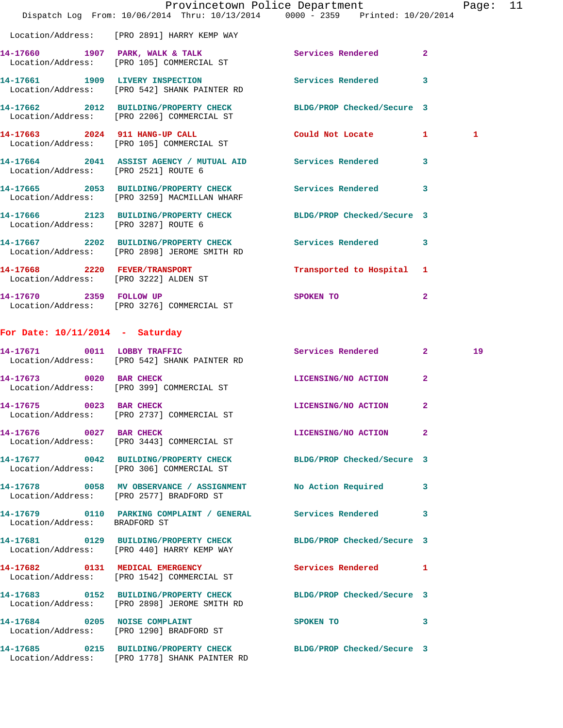Location/Address: [PRO 2891] HARRY KEMP WAY

| Call # | Time | Call Reason | Action | Priority | |
|---|---|---|---|---|---|
| 14-17660 | 1907 | PARK, WALK & TALK | Services Rendered | 2 | |
| | | Location/Address: [PRO 105] COMMERCIAL ST | | | |
| 14-17661 | 1909 | LIVERY INSPECTION | Services Rendered | 3 | |
| | | Location/Address: [PRO 542] SHANK PAINTER RD | | | |
| 14-17662 | 2012 | BUILDING/PROPERTY CHECK | BLDG/PROP Checked/Secure | 3 | |
| | | Location/Address: [PRO 2206] COMMERCIAL ST | | | |
| 14-17663 | 2024 | 911 HANG-UP CALL | Could Not Locate | 1 | 1 |
| | | Location/Address: [PRO 105] COMMERCIAL ST | | | |
| 14-17664 | 2041 | ASSIST AGENCY / MUTUAL AID | Services Rendered | 3 | |
| | | Location/Address: [PRO 2521] ROUTE 6 | | | |
| 14-17665 | 2053 | BUILDING/PROPERTY CHECK | Services Rendered | 3 | |
| | | Location/Address: [PRO 3259] MACMILLAN WHARF | | | |
| 14-17666 | 2123 | BUILDING/PROPERTY CHECK | BLDG/PROP Checked/Secure | 3 | |
| | | Location/Address: [PRO 3287] ROUTE 6 | | | |
| 14-17667 | 2202 | BUILDING/PROPERTY CHECK | Services Rendered | 3 | |
| | | Location/Address: [PRO 2898] JEROME SMITH RD | | | |
| 14-17668 | 2220 | FEVER/TRANSPORT | Transported to Hospital | 1 | |
| | | Location/Address: [PRO 3222] ALDEN ST | | | |
| 14-17670 | 2359 | FOLLOW UP | SPOKEN TO | 2 | |
| | | Location/Address: [PRO 3276] COMMERCIAL ST | | | |

## For Date: 10/11/2014 - Saturday

| Call # | Time | Call Reason | Action | Priority | |
|---|---|---|---|---|---|
| 14-17671 | 0011 | LOBBY TRAFFIC | Services Rendered | 2 | 19 |
| | | Location/Address: [PRO 542] SHANK PAINTER RD | | | |
| 14-17673 | 0020 | BAR CHECK | LICENSING/NO ACTION | 2 | |
| | | Location/Address: [PRO 399] COMMERCIAL ST | | | |
| 14-17675 | 0023 | BAR CHECK | LICENSING/NO ACTION | 2 | |
| | | Location/Address: [PRO 2737] COMMERCIAL ST | | | |
| 14-17676 | 0027 | BAR CHECK | LICENSING/NO ACTION | 2 | |
| | | Location/Address: [PRO 3443] COMMERCIAL ST | | | |
| 14-17677 | 0042 | BUILDING/PROPERTY CHECK | BLDG/PROP Checked/Secure | 3 | |
| | | Location/Address: [PRO 306] COMMERCIAL ST | | | |
| 14-17678 | 0058 | MV OBSERVANCE / ASSIGNMENT | No Action Required | 3 | |
| | | Location/Address: [PRO 2577] BRADFORD ST | | | |
| 14-17679 | 0110 | PARKING COMPLAINT / GENERAL | Services Rendered | 3 | |
| | | Location/Address: BRADFORD ST | | | |
| 14-17681 | 0129 | BUILDING/PROPERTY CHECK | BLDG/PROP Checked/Secure | 3 | |
| | | Location/Address: [PRO 440] HARRY KEMP WAY | | | |
| 14-17682 | 0131 | MEDICAL EMERGENCY | Services Rendered | 1 | |
| | | Location/Address: [PRO 1542] COMMERCIAL ST | | | |
| 14-17683 | 0152 | BUILDING/PROPERTY CHECK | BLDG/PROP Checked/Secure | 3 | |
| | | Location/Address: [PRO 2898] JEROME SMITH RD | | | |
| 14-17684 | 0205 | NOISE COMPLAINT | SPOKEN TO | 3 | |
| | | Location/Address: [PRO 1290] BRADFORD ST | | | |
| 14-17685 | 0215 | BUILDING/PROPERTY CHECK | BLDG/PROP Checked/Secure | 3 | |
| | | Location/Address: [PRO 1778] SHANK PAINTER RD | | | |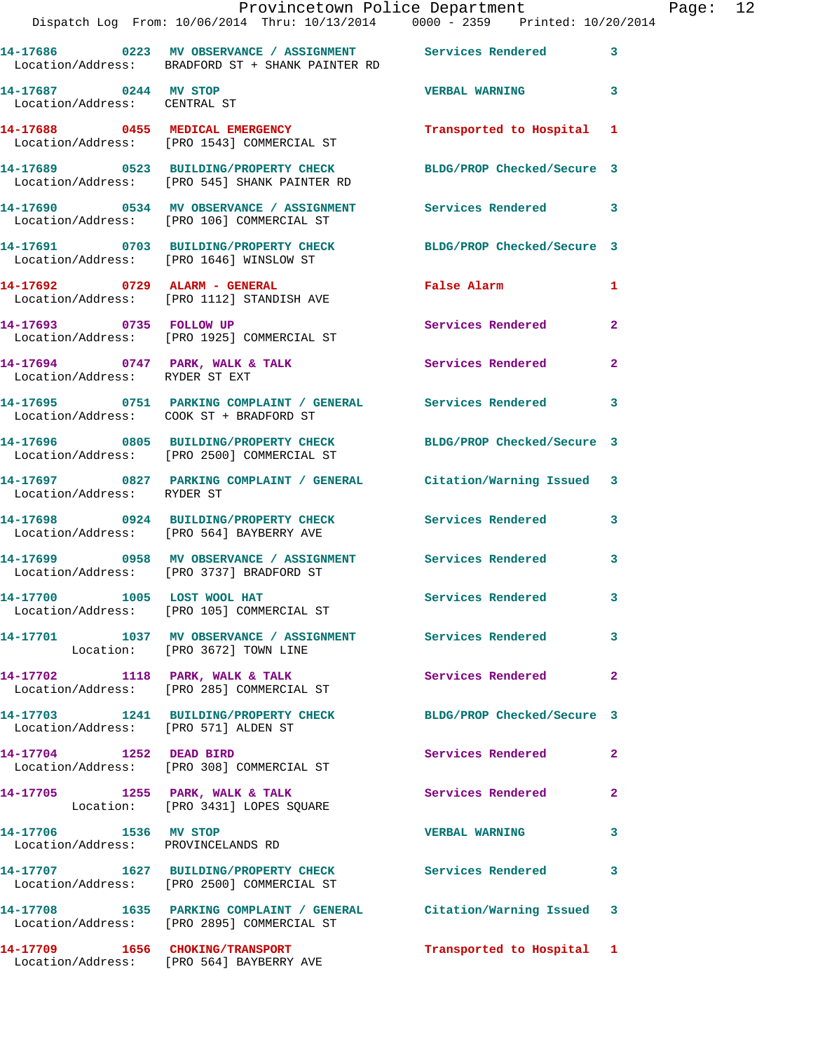14-17686 0223 MV OBSERVANCE / ASSIGNMENT Services Rendered 3
Location/Address: BRADFORD ST + SHANK PAINTER RD

14-17687 0244 MV STOP VERBAL WARNING 3
Location/Address: CENTRAL ST

14-17688 0455 MEDICAL EMERGENCY Transported to Hospital 1
Location/Address: [PRO 1543] COMMERCIAL ST

14-17689 0523 BUILDING/PROPERTY CHECK BLDG/PROP Checked/Secure 3
Location/Address: [PRO 545] SHANK PAINTER RD

14-17690 0534 MV OBSERVANCE / ASSIGNMENT Services Rendered 3
Location/Address: [PRO 106] COMMERCIAL ST

14-17691 0703 BUILDING/PROPERTY CHECK BLDG/PROP Checked/Secure 3
Location/Address: [PRO 1646] WINSLOW ST

14-17692 0729 ALARM - GENERAL False Alarm 1
Location/Address: [PRO 1112] STANDISH AVE

14-17693 0735 FOLLOW UP Services Rendered 2
Location/Address: [PRO 1925] COMMERCIAL ST

14-17694 0747 PARK, WALK & TALK Services Rendered 2
Location/Address: RYDER ST EXT

14-17695 0751 PARKING COMPLAINT / GENERAL Services Rendered 3
Location/Address: COOK ST + BRADFORD ST

14-17696 0805 BUILDING/PROPERTY CHECK BLDG/PROP Checked/Secure 3
Location/Address: [PRO 2500] COMMERCIAL ST

14-17697 0827 PARKING COMPLAINT / GENERAL Citation/Warning Issued 3
Location/Address: RYDER ST

14-17698 0924 BUILDING/PROPERTY CHECK Services Rendered 3
Location/Address: [PRO 564] BAYBERRY AVE

14-17699 0958 MV OBSERVANCE / ASSIGNMENT Services Rendered 3
Location/Address: [PRO 3737] BRADFORD ST

14-17700 1005 LOST WOOL HAT Services Rendered 3
Location/Address: [PRO 105] COMMERCIAL ST

14-17701 1037 MV OBSERVANCE / ASSIGNMENT Services Rendered 3
Location: [PRO 3672] TOWN LINE

14-17702 1118 PARK, WALK & TALK Services Rendered 2
Location/Address: [PRO 285] COMMERCIAL ST

14-17703 1241 BUILDING/PROPERTY CHECK BLDG/PROP Checked/Secure 3
Location/Address: [PRO 571] ALDEN ST

14-17704 1252 DEAD BIRD Services Rendered 2
Location/Address: [PRO 308] COMMERCIAL ST

14-17705 1255 PARK, WALK & TALK Services Rendered 2
Location: [PRO 3431] LOPES SQUARE

14-17706 1536 MV STOP VERBAL WARNING 3
Location/Address: PROVINCELANDS RD

14-17707 1627 BUILDING/PROPERTY CHECK Services Rendered 3
Location/Address: [PRO 2500] COMMERCIAL ST

14-17708 1635 PARKING COMPLAINT / GENERAL Citation/Warning Issued 3
Location/Address: [PRO 2895] COMMERCIAL ST

14-17709 1656 CHOKING/TRANSPORT Transported to Hospital 1
Location/Address: [PRO 564] BAYBERRY AVE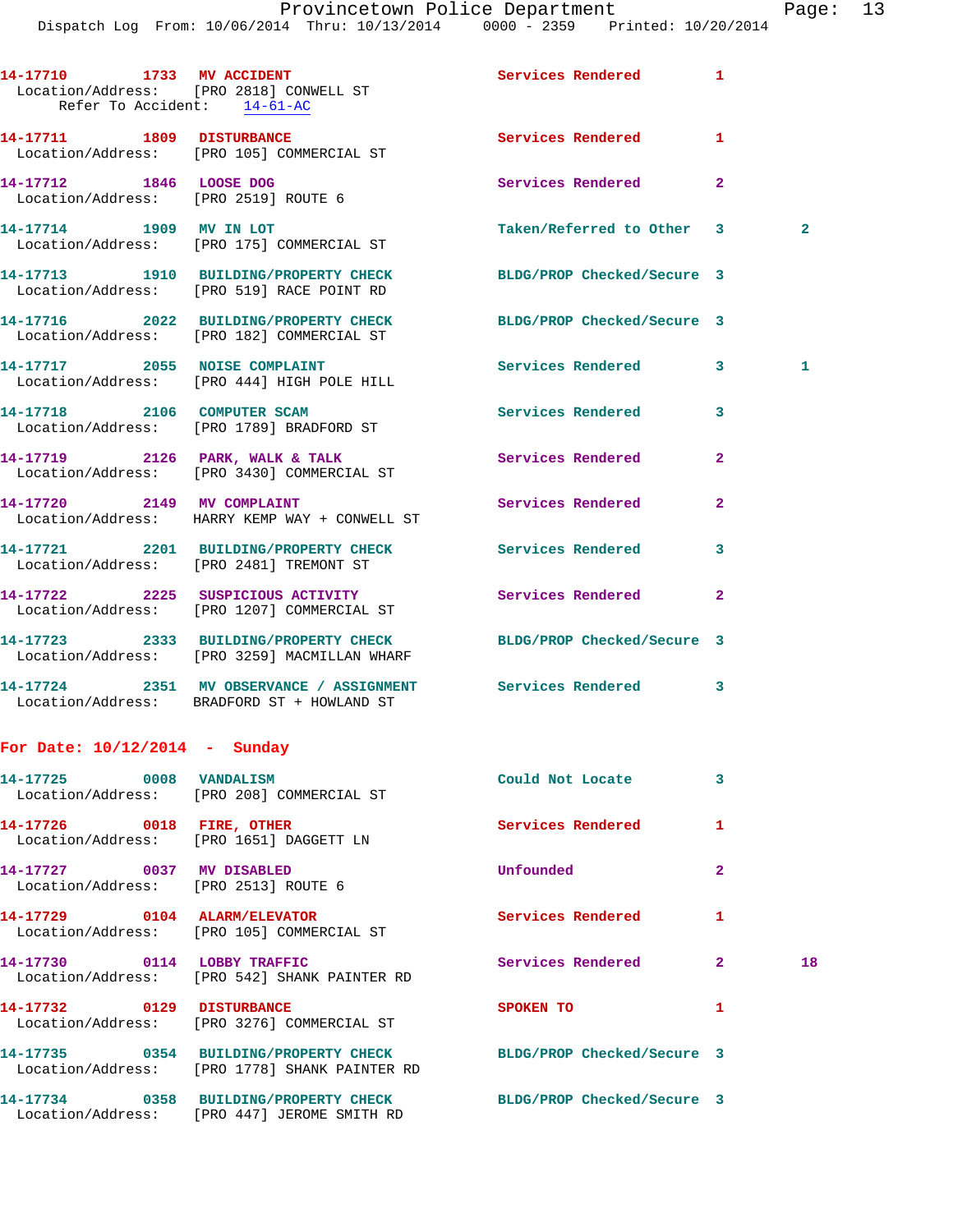14-17710 1733 **MV ACCIDENT** Services Rendered 1
Location/Address: [PRO 2818] CONWELL ST
Refer To Accident: 14-61-AC

14-17711 1809 **DISTURBANCE** Services Rendered 1
Location/Address: [PRO 105] COMMERCIAL ST

14-17712 1846 **LOOSE DOG** Services Rendered 2
Location/Address: [PRO 2519] ROUTE 6

14-17714 1909 **MV IN LOT** Taken/Referred to Other 3 2
Location/Address: [PRO 175] COMMERCIAL ST

14-17713 1910 **BUILDING/PROPERTY CHECK** BLDG/PROP Checked/Secure 3
Location/Address: [PRO 519] RACE POINT RD

14-17716 2022 **BUILDING/PROPERTY CHECK** BLDG/PROP Checked/Secure 3
Location/Address: [PRO 182] COMMERCIAL ST

14-17717 2055 **NOISE COMPLAINT** Services Rendered 3 1
Location/Address: [PRO 444] HIGH POLE HILL

14-17718 2106 **COMPUTER SCAM** Services Rendered 3
Location/Address: [PRO 1789] BRADFORD ST

14-17719 2126 **PARK, WALK & TALK** Services Rendered 2
Location/Address: [PRO 3430] COMMERCIAL ST

14-17720 2149 **MV COMPLAINT** Services Rendered 2
Location/Address: HARRY KEMP WAY + CONWELL ST

14-17721 2201 **BUILDING/PROPERTY CHECK** Services Rendered 3
Location/Address: [PRO 2481] TREMONT ST

14-17722 2225 **SUSPICIOUS ACTIVITY** Services Rendered 2
Location/Address: [PRO 1207] COMMERCIAL ST

14-17723 2333 **BUILDING/PROPERTY CHECK** BLDG/PROP Checked/Secure 3
Location/Address: [PRO 3259] MACMILLAN WHARF

14-17724 2351 **MV OBSERVANCE / ASSIGNMENT** Services Rendered 3
Location/Address: BRADFORD ST + HOWLAND ST

## For Date: 10/12/2014 - Sunday

14-17725 0008 **VANDALISM** Could Not Locate 3
Location/Address: [PRO 208] COMMERCIAL ST

14-17726 0018 **FIRE, OTHER** Services Rendered 1
Location/Address: [PRO 1651] DAGGETT LN

14-17727 0037 **MV DISABLED** Unfounded 2
Location/Address: [PRO 2513] ROUTE 6

14-17729 0104 **ALARM/ELEVATOR** Services Rendered 1
Location/Address: [PRO 105] COMMERCIAL ST

14-17730 0114 **LOBBY TRAFFIC** Services Rendered 2 18
Location/Address: [PRO 542] SHANK PAINTER RD

14-17732 0129 **DISTURBANCE** SPOKEN TO 1
Location/Address: [PRO 3276] COMMERCIAL ST

14-17735 0354 **BUILDING/PROPERTY CHECK** BLDG/PROP Checked/Secure 3
Location/Address: [PRO 1778] SHANK PAINTER RD

14-17734 0358 **BUILDING/PROPERTY CHECK** BLDG/PROP Checked/Secure 3
Location/Address: [PRO 447] JEROME SMITH RD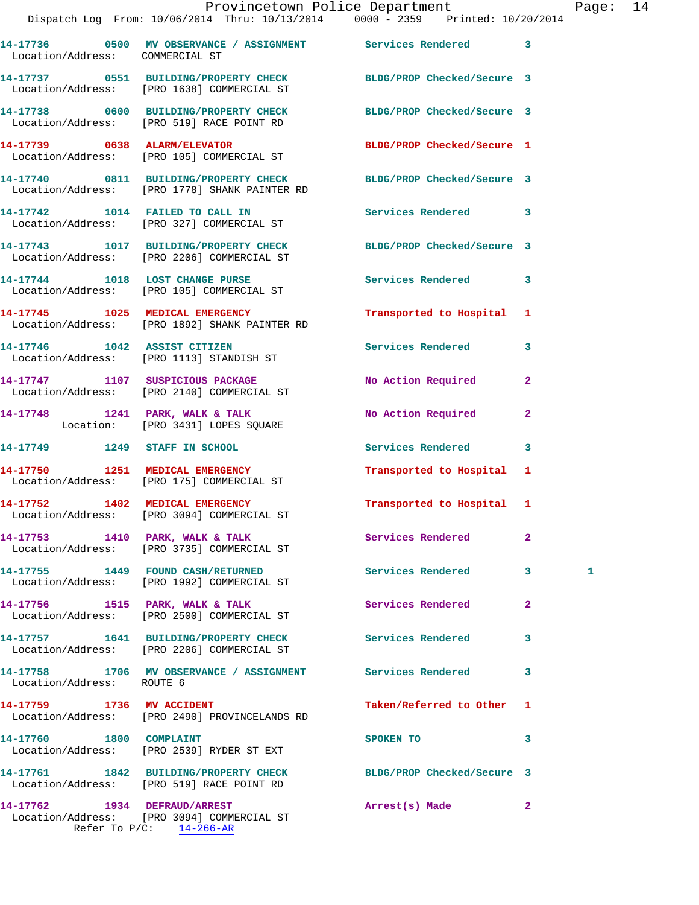14-17736 0500 MV OBSERVANCE / ASSIGNMENT Services Rendered 3
Location/Address: COMMERCIAL ST

14-17737 0551 BUILDING/PROPERTY CHECK BLDG/PROP Checked/Secure 3
Location/Address: [PRO 1638] COMMERCIAL ST

14-17738 0600 BUILDING/PROPERTY CHECK BLDG/PROP Checked/Secure 3
Location/Address: [PRO 519] RACE POINT RD

14-17739 0638 ALARM/ELEVATOR BLDG/PROP Checked/Secure 1
Location/Address: [PRO 105] COMMERCIAL ST

14-17740 0811 BUILDING/PROPERTY CHECK BLDG/PROP Checked/Secure 3
Location/Address: [PRO 1778] SHANK PAINTER RD

14-17742 1014 FAILED TO CALL IN Services Rendered 3
Location/Address: [PRO 327] COMMERCIAL ST

14-17743 1017 BUILDING/PROPERTY CHECK BLDG/PROP Checked/Secure 3
Location/Address: [PRO 2206] COMMERCIAL ST

14-17744 1018 LOST CHANGE PURSE Services Rendered 3
Location/Address: [PRO 105] COMMERCIAL ST

14-17745 1025 MEDICAL EMERGENCY Transported to Hospital 1
Location/Address: [PRO 1892] SHANK PAINTER RD

14-17746 1042 ASSIST CITIZEN Services Rendered 3
Location/Address: [PRO 1113] STANDISH ST

14-17747 1107 SUSPICIOUS PACKAGE No Action Required 2
Location/Address: [PRO 2140] COMMERCIAL ST

14-17748 1241 PARK, WALK & TALK No Action Required 2
Location: [PRO 3431] LOPES SQUARE

14-17749 1249 STAFF IN SCHOOL Services Rendered 3

14-17750 1251 MEDICAL EMERGENCY Transported to Hospital 1
Location/Address: [PRO 175] COMMERCIAL ST

14-17752 1402 MEDICAL EMERGENCY Transported to Hospital 1
Location/Address: [PRO 3094] COMMERCIAL ST

14-17753 1410 PARK, WALK & TALK Services Rendered 2
Location/Address: [PRO 3735] COMMERCIAL ST

14-17755 1449 FOUND CASH/RETURNED Services Rendered 3 1
Location/Address: [PRO 1992] COMMERCIAL ST

14-17756 1515 PARK, WALK & TALK Services Rendered 2
Location/Address: [PRO 2500] COMMERCIAL ST

14-17757 1641 BUILDING/PROPERTY CHECK Services Rendered 3
Location/Address: [PRO 2206] COMMERCIAL ST

14-17758 1706 MV OBSERVANCE / ASSIGNMENT Services Rendered 3
Location/Address: ROUTE 6

14-17759 1736 MV ACCIDENT Taken/Referred to Other 1
Location/Address: [PRO 2490] PROVINCELANDS RD

14-17760 1800 COMPLAINT SPOKEN TO 3
Location/Address: [PRO 2539] RYDER ST EXT

14-17761 1842 BUILDING/PROPERTY CHECK BLDG/PROP Checked/Secure 3
Location/Address: [PRO 519] RACE POINT RD

14-17762 1934 DEFRAUD/ARREST Arrest(s) Made 2
Location/Address: [PRO 3094] COMMERCIAL ST
Refer To P/C: 14-266-AR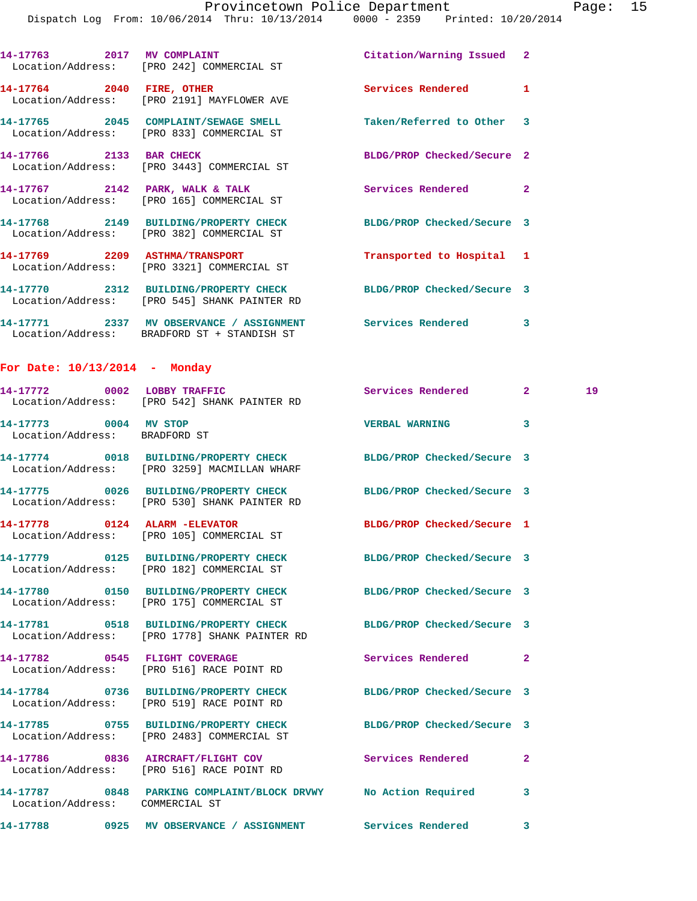14-17763 2017 MV COMPLAINT Citation/Warning Issued 2
Location/Address: [PRO 242] COMMERCIAL ST

14-17764 2040 FIRE, OTHER Services Rendered 1
Location/Address: [PRO 2191] MAYFLOWER AVE

14-17765 2045 COMPLAINT/SEWAGE SMELL Taken/Referred to Other 3
Location/Address: [PRO 833] COMMERCIAL ST

14-17766 2133 BAR CHECK BLDG/PROP Checked/Secure 2
Location/Address: [PRO 3443] COMMERCIAL ST

14-17767 2142 PARK, WALK & TALK Services Rendered 2
Location/Address: [PRO 165] COMMERCIAL ST

14-17768 2149 BUILDING/PROPERTY CHECK BLDG/PROP Checked/Secure 3
Location/Address: [PRO 382] COMMERCIAL ST

14-17769 2209 ASTHMA/TRANSPORT Transported to Hospital 1
Location/Address: [PRO 3321] COMMERCIAL ST

14-17770 2312 BUILDING/PROPERTY CHECK BLDG/PROP Checked/Secure 3
Location/Address: [PRO 545] SHANK PAINTER RD

14-17771 2337 MV OBSERVANCE / ASSIGNMENT Services Rendered 3
Location/Address: BRADFORD ST + STANDISH ST

## For Date: 10/13/2014 - Monday

14-17772 0002 LOBBY TRAFFIC Services Rendered 2 19
Location/Address: [PRO 542] SHANK PAINTER RD

14-17773 0004 MV STOP VERBAL WARNING 3
Location/Address: BRADFORD ST

14-17774 0018 BUILDING/PROPERTY CHECK BLDG/PROP Checked/Secure 3
Location/Address: [PRO 3259] MACMILLAN WHARF

14-17775 0026 BUILDING/PROPERTY CHECK BLDG/PROP Checked/Secure 3
Location/Address: [PRO 530] SHANK PAINTER RD

14-17778 0124 ALARM -ELEVATOR BLDG/PROP Checked/Secure 1
Location/Address: [PRO 105] COMMERCIAL ST

14-17779 0125 BUILDING/PROPERTY CHECK BLDG/PROP Checked/Secure 3
Location/Address: [PRO 182] COMMERCIAL ST

14-17780 0150 BUILDING/PROPERTY CHECK BLDG/PROP Checked/Secure 3
Location/Address: [PRO 175] COMMERCIAL ST

14-17781 0518 BUILDING/PROPERTY CHECK BLDG/PROP Checked/Secure 3
Location/Address: [PRO 1778] SHANK PAINTER RD

14-17782 0545 FLIGHT COVERAGE Services Rendered 2
Location/Address: [PRO 516] RACE POINT RD

14-17784 0736 BUILDING/PROPERTY CHECK BLDG/PROP Checked/Secure 3
Location/Address: [PRO 519] RACE POINT RD

14-17785 0755 BUILDING/PROPERTY CHECK BLDG/PROP Checked/Secure 3
Location/Address: [PRO 2483] COMMERCIAL ST

14-17786 0836 AIRCRAFT/FLIGHT COV Services Rendered 2
Location/Address: [PRO 516] RACE POINT RD

14-17787 0848 PARKING COMPLAINT/BLOCK DRVWY No Action Required 3
Location/Address: COMMERCIAL ST

14-17788 0925 MV OBSERVANCE / ASSIGNMENT Services Rendered 3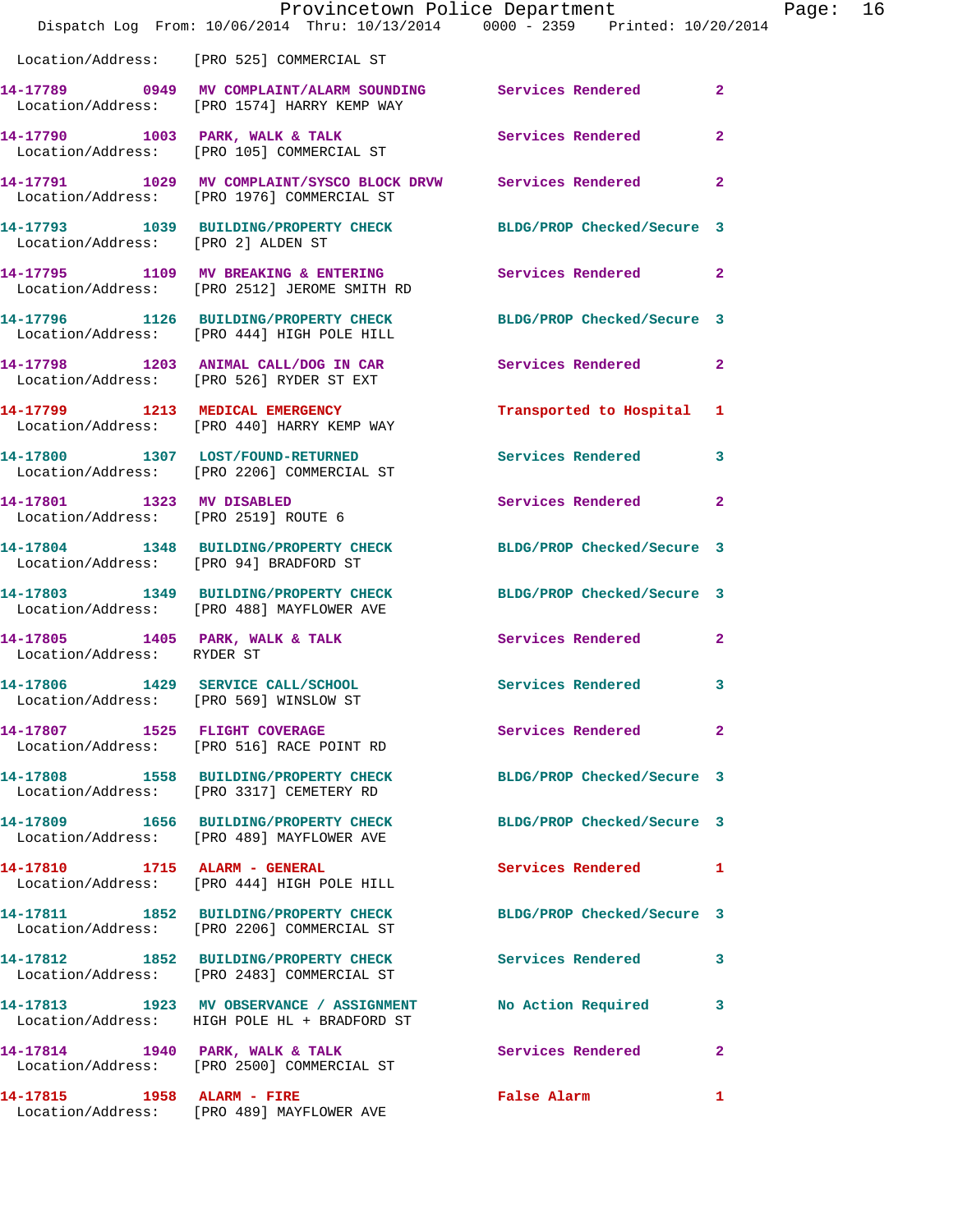Location/Address: [PRO 525] COMMERCIAL ST

**14-17789** 0949 **MV COMPLAINT/ALARM SOUNDING** Services Rendered 2
Location/Address: [PRO 1574] HARRY KEMP WAY

**14-17790** 1003 **PARK, WALK & TALK** Services Rendered 2
Location/Address: [PRO 105] COMMERCIAL ST

**14-17791** 1029 **MV COMPLAINT/SYSCO BLOCK DRVW** Services Rendered 2
Location/Address: [PRO 1976] COMMERCIAL ST

**14-17793** 1039 **BUILDING/PROPERTY CHECK** BLDG/PROP Checked/Secure 3
Location/Address: [PRO 2] ALDEN ST

**14-17795** 1109 **MV BREAKING & ENTERING** Services Rendered 2
Location/Address: [PRO 2512] JEROME SMITH RD

**14-17796** 1126 **BUILDING/PROPERTY CHECK** BLDG/PROP Checked/Secure 3
Location/Address: [PRO 444] HIGH POLE HILL

**14-17798** 1203 **ANIMAL CALL/DOG IN CAR** Services Rendered 2
Location/Address: [PRO 526] RYDER ST EXT

**14-17799** 1213 **MEDICAL EMERGENCY** Transported to Hospital 1
Location/Address: [PRO 440] HARRY KEMP WAY

**14-17800** 1307 **LOST/FOUND-RETURNED** Services Rendered 3
Location/Address: [PRO 2206] COMMERCIAL ST

**14-17801** 1323 **MV DISABLED** Services Rendered 2
Location/Address: [PRO 2519] ROUTE 6

**14-17804** 1348 **BUILDING/PROPERTY CHECK** BLDG/PROP Checked/Secure 3
Location/Address: [PRO 94] BRADFORD ST

**14-17803** 1349 **BUILDING/PROPERTY CHECK** BLDG/PROP Checked/Secure 3
Location/Address: [PRO 488] MAYFLOWER AVE

**14-17805** 1405 **PARK, WALK & TALK** Services Rendered 2
Location/Address: RYDER ST

**14-17806** 1429 **SERVICE CALL/SCHOOL** Services Rendered 3
Location/Address: [PRO 569] WINSLOW ST

**14-17807** 1525 **FLIGHT COVERAGE** Services Rendered 2
Location/Address: [PRO 516] RACE POINT RD

**14-17808** 1558 **BUILDING/PROPERTY CHECK** BLDG/PROP Checked/Secure 3
Location/Address: [PRO 3317] CEMETERY RD

**14-17809** 1656 **BUILDING/PROPERTY CHECK** BLDG/PROP Checked/Secure 3
Location/Address: [PRO 489] MAYFLOWER AVE

**14-17810** 1715 **ALARM - GENERAL** Services Rendered 1
Location/Address: [PRO 444] HIGH POLE HILL

**14-17811** 1852 **BUILDING/PROPERTY CHECK** BLDG/PROP Checked/Secure 3
Location/Address: [PRO 2206] COMMERCIAL ST

**14-17812** 1852 **BUILDING/PROPERTY CHECK** Services Rendered 3
Location/Address: [PRO 2483] COMMERCIAL ST

**14-17813** 1923 **MV OBSERVANCE / ASSIGNMENT** No Action Required 3
Location/Address: HIGH POLE HL + BRADFORD ST

**14-17814** 1940 **PARK, WALK & TALK** Services Rendered 2
Location/Address: [PRO 2500] COMMERCIAL ST

**14-17815** 1958 **ALARM - FIRE** False Alarm 1
Location/Address: [PRO 489] MAYFLOWER AVE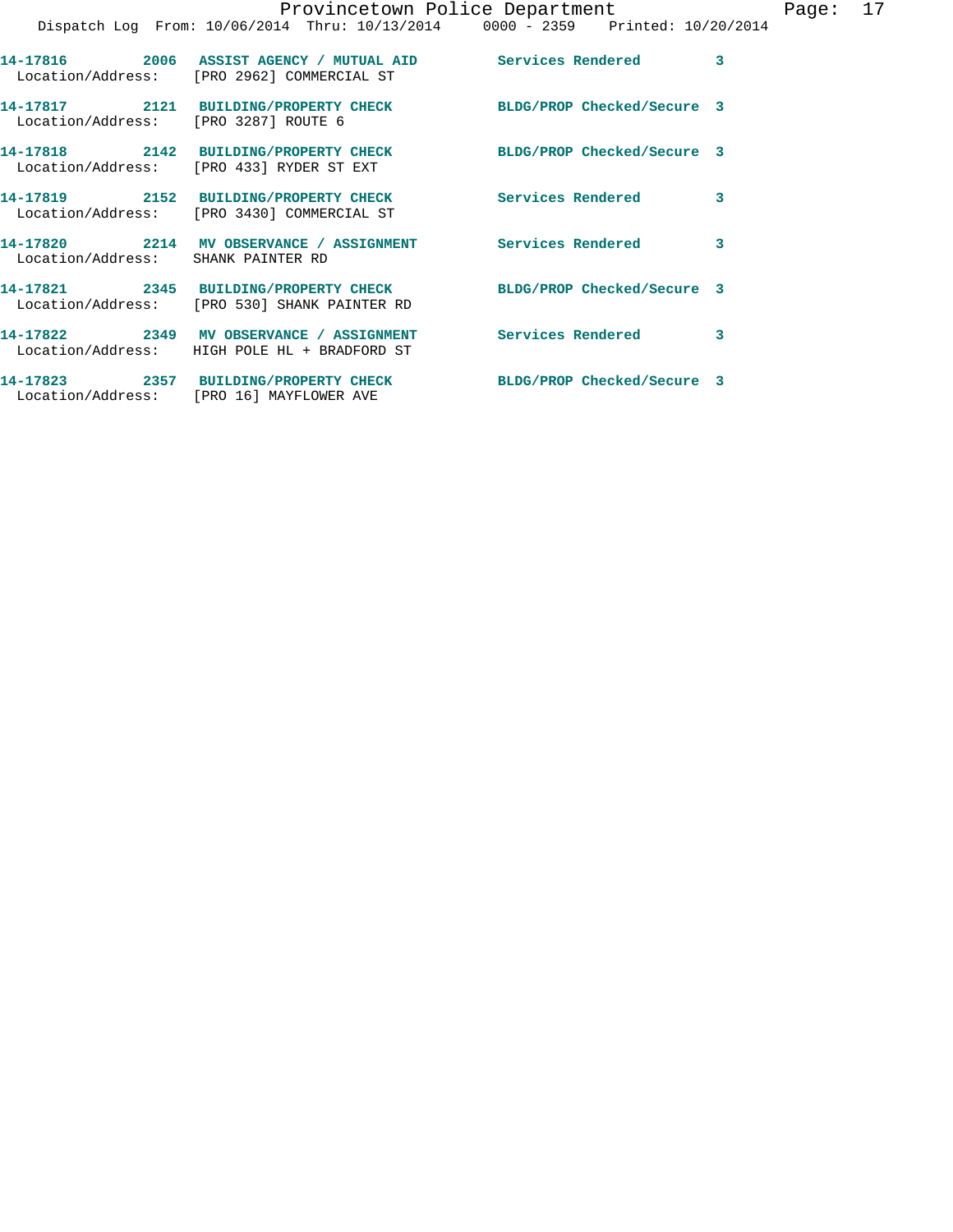Dispatch Log From: 10/06/2014 Thru: 10/13/2014 0000 - 2359 Printed: 10/20/2014

**14-17816 2006 ASSIST AGENCY / MUTUAL AID Services Rendered 3**
Location/Address: [PRO 2962] COMMERCIAL ST

**14-17817 2121 BUILDING/PROPERTY CHECK BLDG/PROP Checked/Secure 3**
Location/Address: [PRO 3287] ROUTE 6

**14-17818 2142 BUILDING/PROPERTY CHECK BLDG/PROP Checked/Secure 3**
Location/Address: [PRO 433] RYDER ST EXT

**14-17819 2152 BUILDING/PROPERTY CHECK Services Rendered 3**
Location/Address: [PRO 3430] COMMERCIAL ST

**14-17820 2214 MV OBSERVANCE / ASSIGNMENT Services Rendered 3**
Location/Address: SHANK PAINTER RD

**14-17821 2345 BUILDING/PROPERTY CHECK BLDG/PROP Checked/Secure 3**
Location/Address: [PRO 530] SHANK PAINTER RD

**14-17822 2349 MV OBSERVANCE / ASSIGNMENT Services Rendered 3**
Location/Address: HIGH POLE HL + BRADFORD ST

**14-17823 2357 BUILDING/PROPERTY CHECK BLDG/PROP Checked/Secure 3**
Location/Address: [PRO 16] MAYFLOWER AVE